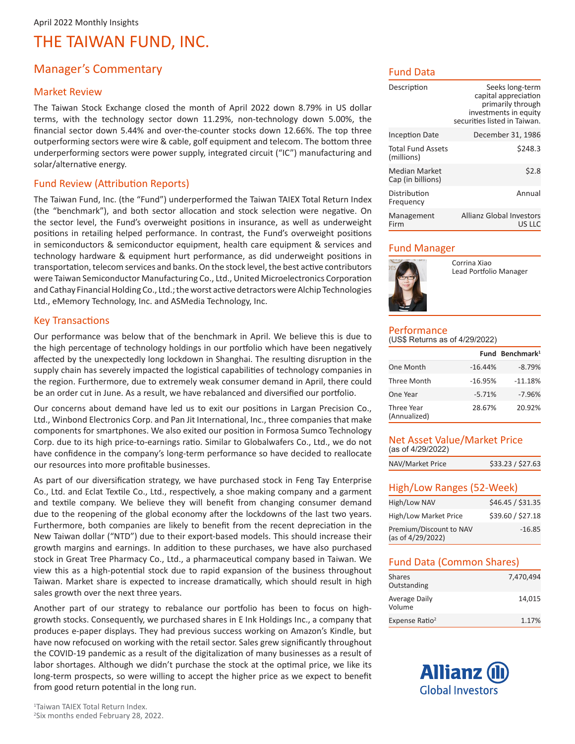April 2022 Monthly Insights

# THE TAIWAN FUND, INC.

## Manager's Commentary

### Market Review

The Taiwan Stock Exchange closed the month of April 2022 down 8.79% in US dollar terms, with the technology sector down 11.29%, non-technology down 5.00%, the financial sector down 5.44% and over-the-counter stocks down 12.66%. The top three outperforming sectors were wire & cable, golf equipment and telecom. The bottom three underperforming sectors were power supply, integrated circuit ("IC") manufacturing and solar/alternative energy.

### Fund Review (Attribution Reports)

The Taiwan Fund, Inc. (the "Fund") underperformed the Taiwan TAIEX Total Return Index (the "benchmark"), and both sector allocation and stock selection were negative. On the sector level, the Fund's overweight positions in insurance, as well as underweight positions in retailing helped performance. In contrast, the Fund's overweight positions in semiconductors & semiconductor equipment, health care equipment & services and technology hardware & equipment hurt performance, as did underweight positions in transportation, telecom services and banks. On the stock level, the best active contributors were Taiwan Semiconductor Manufacturing Co., Ltd., United Microelectronics Corporation and Cathay Financial Holding Co., Ltd.; the worst active detractors were Alchip Technologies Ltd., eMemory Technology, Inc. and ASMedia Technology, Inc.

### Key Transactions

Our performance was below that of the benchmark in April. We believe this is due to the high percentage of technology holdings in our portfolio which have been negatively affected by the unexpectedly long lockdown in Shanghai. The resulting disruption in the supply chain has severely impacted the logistical capabilities of technology companies in the region. Furthermore, due to extremely weak consumer demand in April, there could be an order cut in June. As a result, we have rebalanced and diversified our portfolio.

Our concerns about demand have led us to exit our positions in Largan Precision Co., Ltd., Winbond Electronics Corp. and Pan Jit International, Inc., three companies that make components for smartphones. We also exited our position in Formosa Sumco Technology Corp. due to its high price-to-earnings ratio. Similar to Globalwafers Co., Ltd., we do not have confidence in the company's long-term performance so have decided to reallocate our resources into more profitable businesses.

As part of our diversification strategy, we have purchased stock in Feng Tay Enterprise Co., Ltd. and Eclat Textile Co., Ltd., respectively, a shoe making company and a garment and textile company. We believe they will benefit from changing consumer demand due to the reopening of the global economy after the lockdowns of the last two years. Furthermore, both companies are likely to benefit from the recent depreciation in the New Taiwan dollar ("NTD") due to their export-based models. This should increase their growth margins and earnings. In addition to these purchases, we have also purchased stock in Great Tree Pharmacy Co., Ltd., a pharmaceutical company based in Taiwan. We view this as a high-potential stock due to rapid expansion of the business throughout Taiwan. Market share is expected to increase dramatically, which should result in high sales growth over the next three years.

Another part of our strategy to rebalance our portfolio has been to focus on high-growth stocks. Consequently, we purchased shares in E Ink Holdings Inc., a company that produces e-paper displays. They had previous success working on Amazon's Kindle, but have now refocused on working with the retail sector. Sales grew significantly throughout the COVID-19 pandemic as a result of the digitalization of many businesses as a result of labor shortages. Although we didn't purchase the stock at the optimal price, we like its long-term prospects, so were willing to accept the higher price as we expect to benefit from good return potential in the long run.

## Fund Data

| | |
|---|---|
| Description | Seeks long-term capital appreciation primarily through investments in equity securities listed in Taiwan. |
| Inception Date | December 31, 1986 |
| Total Fund Assets (millions) | $248.3 |
| Median Market Cap (in billions) | $2.8 |
| Distribution Frequency | Annual |
| Management Firm | Allianz Global Investors US LLC |

## Fund Manager

Corrina Xiao
Lead Portfolio Manager

## Performance

(US$ Returns as of 4/29/2022)

| | Fund | Benchmark[1] |
|---|---|---|
| One Month | -16.44% | -8.79% |
| Three Month | -16.95% | -11.18% |
| One Year | -5.71% | -7.96% |
| Three Year (Annualized) | 28.67% | 20.92% |

## Net Asset Value/Market Price

(as of 4/29/2022)

| | |
|---|---|
| NAV/Market Price | $33.23 / $27.63 |

## High/Low Ranges (52-Week)

| | |
|---|---|
| High/Low NAV | $46.45 / $31.35 |
| High/Low Market Price | $39.60 / $27.18 |
| Premium/Discount to NAV (as of 4/29/2022) | -16.85 |

## Fund Data (Common Shares)

| | |
|---|---|
| Shares Outstanding | 7,470,494 |
| Average Daily Volume | 14,015 |
| Expense Ratio[2] | 1.17% |

Allianz Global Investors

[1]Taiwan TAIEX Total Return Index.
[2]Six months ended February 28, 2022.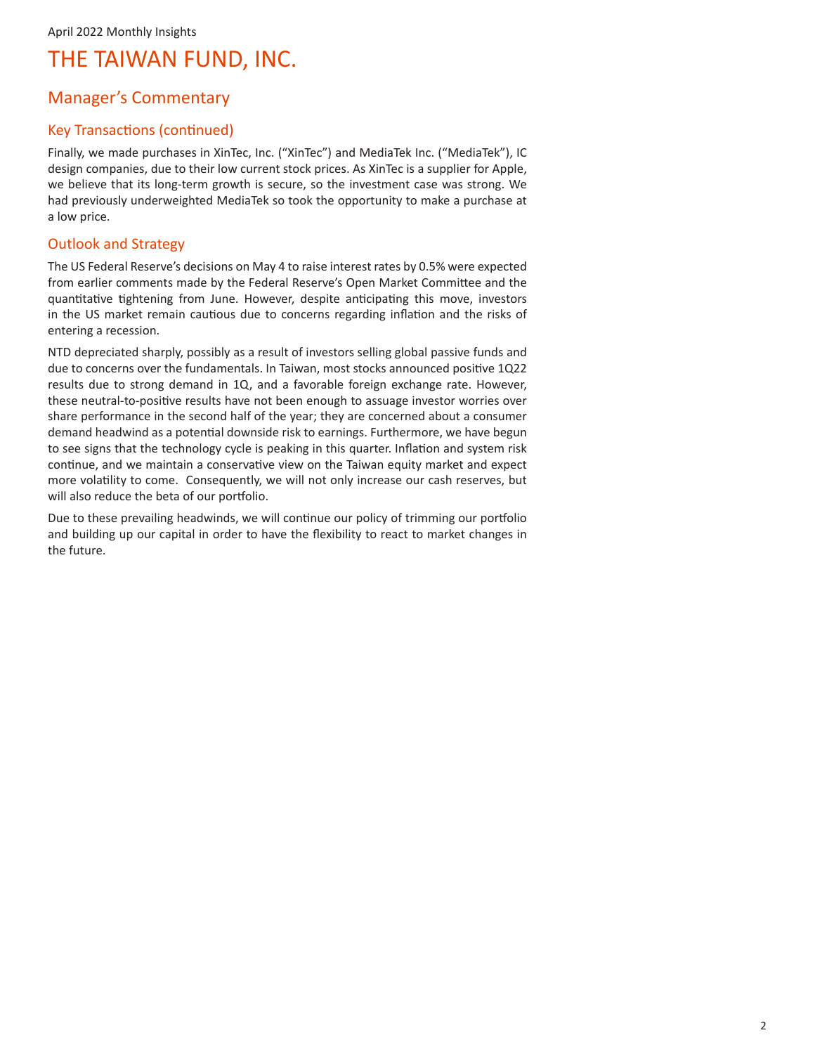# THE TAIWAN FUND, INC.

## Manager's Commentary

### Key Transactions (continued)

Finally, we made purchases in XinTec, Inc. ("XinTec") and MediaTek Inc. ("MediaTek"), IC design companies, due to their low current stock prices. As XinTec is a supplier for Apple, we believe that its long-term growth is secure, so the investment case was strong. We had previously underweighted MediaTek so took the opportunity to make a purchase at a low price.

### Outlook and Strategy

The US Federal Reserve's decisions on May 4 to raise interest rates by 0.5% were expected from earlier comments made by the Federal Reserve's Open Market Committee and the quantitative tightening from June. However, despite anticipating this move, investors in the US market remain cautious due to concerns regarding inflation and the risks of entering a recession.

NTD depreciated sharply, possibly as a result of investors selling global passive funds and due to concerns over the fundamentals. In Taiwan, most stocks announced positive 1Q22 results due to strong demand in 1Q, and a favorable foreign exchange rate. However, these neutral-to-positive results have not been enough to assuage investor worries over share performance in the second half of the year; they are concerned about a consumer demand headwind as a potential downside risk to earnings. Furthermore, we have begun to see signs that the technology cycle is peaking in this quarter. Inflation and system risk continue, and we maintain a conservative view on the Taiwan equity market and expect more volatility to come. Consequently, we will not only increase our cash reserves, but will also reduce the beta of our portfolio.

Due to these prevailing headwinds, we will continue our policy of trimming our portfolio and building up our capital in order to have the flexibility to react to market changes in the future.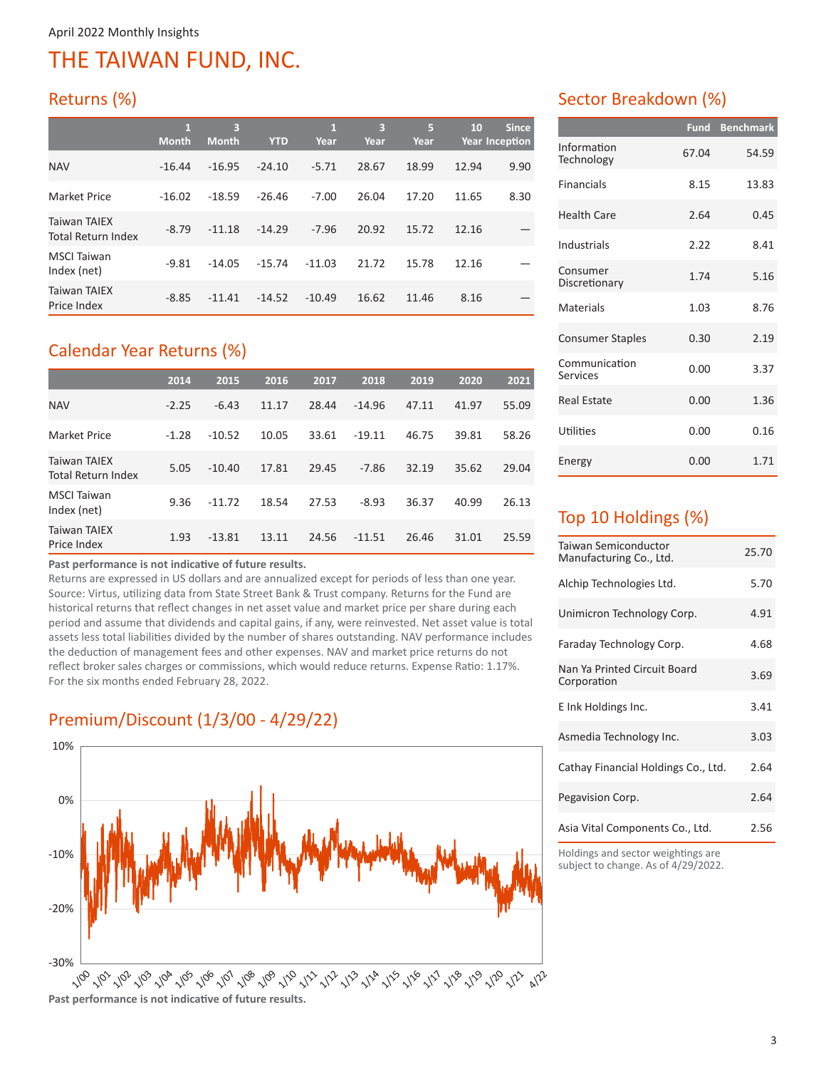April 2022 Monthly Insights

# THE TAIWAN FUND, INC.

## Returns (%)

| | 1 Month | 3 Month | YTD | 1 Year | 3 Year | 5 Year | 10 Year | Since Inception |
|---|---|---|---|---|---|---|---|---|
| NAV | -16.44 | -16.95 | -24.10 | -5.71 | 28.67 | 18.99 | 12.94 | 9.90 |
| Market Price | -16.02 | -18.59 | -26.46 | -7.00 | 26.04 | 17.20 | 11.65 | 8.30 |
| Taiwan TAIEX Total Return Index | -8.79 | -11.18 | -14.29 | -7.96 | 20.92 | 15.72 | 12.16 | — |
| MSCI Taiwan Index (net) | -9.81 | -14.05 | -15.74 | -11.03 | 21.72 | 15.78 | 12.16 | — |
| Taiwan TAIEX Price Index | -8.85 | -11.41 | -14.52 | -10.49 | 16.62 | 11.46 | 8.16 | — |

## Calendar Year Returns (%)

| | 2014 | 2015 | 2016 | 2017 | 2018 | 2019 | 2020 | 2021 |
|---|---|---|---|---|---|---|---|---|
| NAV | -2.25 | -6.43 | 11.17 | 28.44 | -14.96 | 47.11 | 41.97 | 55.09 |
| Market Price | -1.28 | -10.52 | 10.05 | 33.61 | -19.11 | 46.75 | 39.81 | 58.26 |
| Taiwan TAIEX Total Return Index | 5.05 | -10.40 | 17.81 | 29.45 | -7.86 | 32.19 | 35.62 | 29.04 |
| MSCI Taiwan Index (net) | 9.36 | -11.72 | 18.54 | 27.53 | -8.93 | 36.37 | 40.99 | 26.13 |
| Taiwan TAIEX Price Index | 1.93 | -13.81 | 13.11 | 24.56 | -11.51 | 26.46 | 31.01 | 25.59 |

**Past performance is not indicative of future results.**
Returns are expressed in US dollars and are annualized except for periods of less than one year. Source: Virtus, utilizing data from State Street Bank & Trust company. Returns for the Fund are historical returns that reflect changes in net asset value and market price per share during each period and assume that dividends and capital gains, if any, were reinvested. Net asset value is total assets less total liabilities divided by the number of shares outstanding. NAV performance includes the deduction of management fees and other expenses. NAV and market price returns do not reflect broker sales charges or commissions, which would reduce returns. Expense Ratio: 1.17%. For the six months ended February 28, 2022.

## Premium/Discount (1/3/00 - 4/29/22)

**Past performance is not indicative of future results.**

## Sector Breakdown (%)

| | Fund | Benchmark |
|---|---|---|
| Information Technology | 67.04 | 54.59 |
| Financials | 8.15 | 13.83 |
| Health Care | 2.64 | 0.45 |
| Industrials | 2.22 | 8.41 |
| Consumer Discretionary | 1.74 | 5.16 |
| Materials | 1.03 | 8.76 |
| Consumer Staples | 0.30 | 2.19 |
| Communication Services | 0.00 | 3.37 |
| Real Estate | 0.00 | 1.36 |
| Utilities | 0.00 | 0.16 |
| Energy | 0.00 | 1.71 |

## Top 10 Holdings (%)

| | |
|---|---|
| Taiwan Semiconductor Manufacturing Co., Ltd. | 25.70 |
| Alchip Technologies Ltd. | 5.70 |
| Unimicron Technology Corp. | 4.91 |
| Faraday Technology Corp. | 4.68 |
| Nan Ya Printed Circuit Board Corporation | 3.69 |
| E Ink Holdings Inc. | 3.41 |
| Asmedia Technology Inc. | 3.03 |
| Cathay Financial Holdings Co., Ltd. | 2.64 |
| Pegavision Corp. | 2.64 |
| Asia Vital Components Co., Ltd. | 2.56 |

Holdings and sector weightings are subject to change. As of 4/29/2022.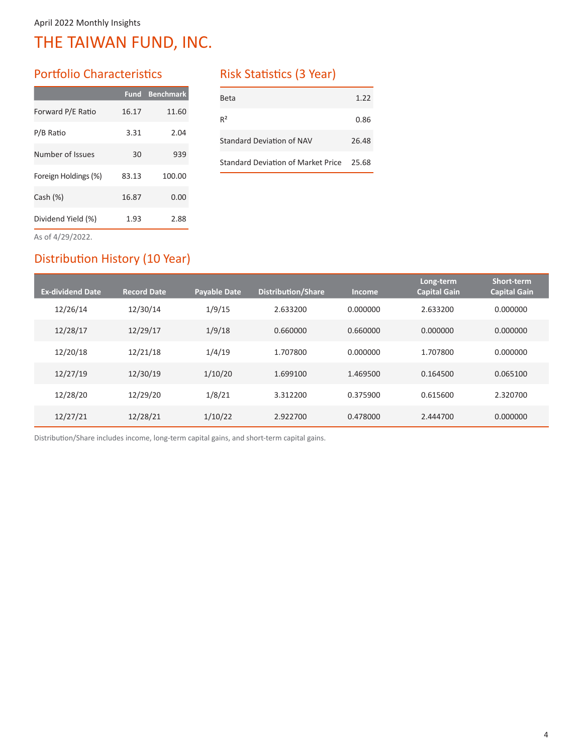April 2022 Monthly Insights

# THE TAIWAN FUND, INC.

## Portfolio Characteristics

| | Fund | Benchmark |
|---|---|---|
| Forward P/E Ratio | 16.17 | 11.60 |
| P/B Ratio | 3.31 | 2.04 |
| Number of Issues | 30 | 939 |
| Foreign Holdings (%) | 83.13 | 100.00 |
| Cash (%) | 16.87 | 0.00 |
| Dividend Yield (%) | 1.93 | 2.88 |

As of 4/29/2022.

## Risk Statistics (3 Year)

| | |
|---|---|
| Beta | 1.22 |
| $R^2$ | 0.86 |
| Standard Deviation of NAV | 26.48 |
| Standard Deviation of Market Price | 25.68 |

## Distribution History (10 Year)

| Ex-dividend Date | Record Date | Payable Date | Distribution/Share | Income | Long-term Capital Gain | Short-term Capital Gain |
|---|---|---|---|---|---|---|
| 12/26/14 | 12/30/14 | 1/9/15 | 2.633200 | 0.000000 | 2.633200 | 0.000000 |
| 12/28/17 | 12/29/17 | 1/9/18 | 0.660000 | 0.660000 | 0.000000 | 0.000000 |
| 12/20/18 | 12/21/18 | 1/4/19 | 1.707800 | 0.000000 | 1.707800 | 0.000000 |
| 12/27/19 | 12/30/19 | 1/10/20 | 1.699100 | 1.469500 | 0.164500 | 0.065100 |
| 12/28/20 | 12/29/20 | 1/8/21 | 3.312200 | 0.375900 | 0.615600 | 2.320700 |
| 12/27/21 | 12/28/21 | 1/10/22 | 2.922700 | 0.478000 | 2.444700 | 0.000000 |

Distribution/Share includes income, long-term capital gains, and short-term capital gains.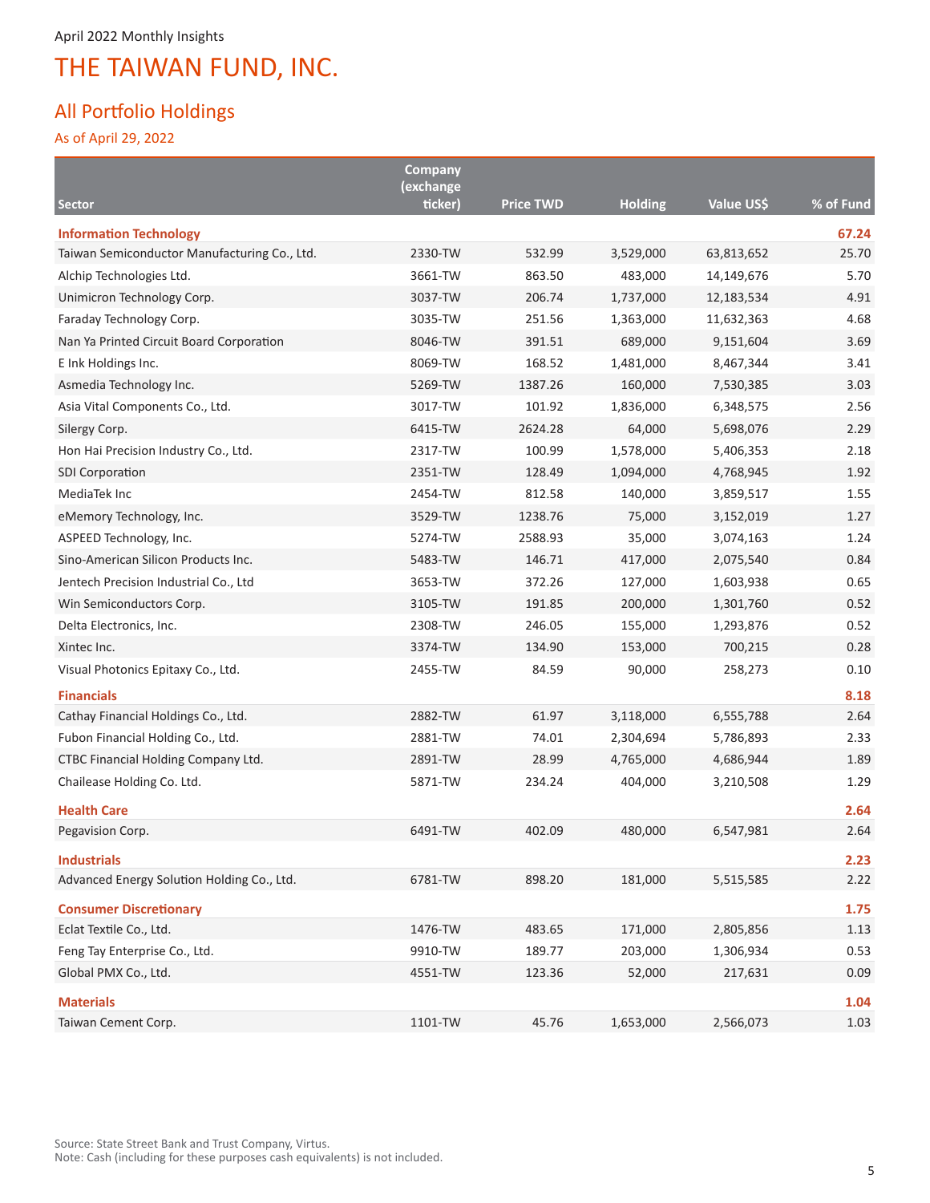April 2022 Monthly Insights

# THE TAIWAN FUND, INC.

## All Portfolio Holdings

As of April 29, 2022

| Sector | Company (exchange ticker) | Price TWD | Holding | Value US$ | % of Fund |
|---|---|---|---|---|---|
| **Information Technology** | | | | | **67.24** |
| Taiwan Semiconductor Manufacturing Co., Ltd. | 2330-TW | 532.99 | 3,529,000 | 63,813,652 | 25.70 |
| Alchip Technologies Ltd. | 3661-TW | 863.50 | 483,000 | 14,149,676 | 5.70 |
| Unimicron Technology Corp. | 3037-TW | 206.74 | 1,737,000 | 12,183,534 | 4.91 |
| Faraday Technology Corp. | 3035-TW | 251.56 | 1,363,000 | 11,632,363 | 4.68 |
| Nan Ya Printed Circuit Board Corporation | 8046-TW | 391.51 | 689,000 | 9,151,604 | 3.69 |
| E Ink Holdings Inc. | 8069-TW | 168.52 | 1,481,000 | 8,467,344 | 3.41 |
| Asmedia Technology Inc. | 5269-TW | 1387.26 | 160,000 | 7,530,385 | 3.03 |
| Asia Vital Components Co., Ltd. | 3017-TW | 101.92 | 1,836,000 | 6,348,575 | 2.56 |
| Silergy Corp. | 6415-TW | 2624.28 | 64,000 | 5,698,076 | 2.29 |
| Hon Hai Precision Industry Co., Ltd. | 2317-TW | 100.99 | 1,578,000 | 5,406,353 | 2.18 |
| SDI Corporation | 2351-TW | 128.49 | 1,094,000 | 4,768,945 | 1.92 |
| MediaTek Inc | 2454-TW | 812.58 | 140,000 | 3,859,517 | 1.55 |
| eMemory Technology, Inc. | 3529-TW | 1238.76 | 75,000 | 3,152,019 | 1.27 |
| ASPEED Technology, Inc. | 5274-TW | 2588.93 | 35,000 | 3,074,163 | 1.24 |
| Sino-American Silicon Products Inc. | 5483-TW | 146.71 | 417,000 | 2,075,540 | 0.84 |
| Jentech Precision Industrial Co., Ltd | 3653-TW | 372.26 | 127,000 | 1,603,938 | 0.65 |
| Win Semiconductors Corp. | 3105-TW | 191.85 | 200,000 | 1,301,760 | 0.52 |
| Delta Electronics, Inc. | 2308-TW | 246.05 | 155,000 | 1,293,876 | 0.52 |
| Xintec Inc. | 3374-TW | 134.90 | 153,000 | 700,215 | 0.28 |
| Visual Photonics Epitaxy Co., Ltd. | 2455-TW | 84.59 | 90,000 | 258,273 | 0.10 |
| **Financials** | | | | | **8.18** |
| Cathay Financial Holdings Co., Ltd. | 2882-TW | 61.97 | 3,118,000 | 6,555,788 | 2.64 |
| Fubon Financial Holding Co., Ltd. | 2881-TW | 74.01 | 2,304,694 | 5,786,893 | 2.33 |
| CTBC Financial Holding Company Ltd. | 2891-TW | 28.99 | 4,765,000 | 4,686,944 | 1.89 |
| Chailease Holding Co. Ltd. | 5871-TW | 234.24 | 404,000 | 3,210,508 | 1.29 |
| **Health Care** | | | | | **2.64** |
| Pegavision Corp. | 6491-TW | 402.09 | 480,000 | 6,547,981 | 2.64 |
| **Industrials** | | | | | **2.23** |
| Advanced Energy Solution Holding Co., Ltd. | 6781-TW | 898.20 | 181,000 | 5,515,585 | 2.22 |
| **Consumer Discretionary** | | | | | **1.75** |
| Eclat Textile Co., Ltd. | 1476-TW | 483.65 | 171,000 | 2,805,856 | 1.13 |
| Feng Tay Enterprise Co., Ltd. | 9910-TW | 189.77 | 203,000 | 1,306,934 | 0.53 |
| Global PMX Co., Ltd. | 4551-TW | 123.36 | 52,000 | 217,631 | 0.09 |
| **Materials** | | | | | **1.04** |
| Taiwan Cement Corp. | 1101-TW | 45.76 | 1,653,000 | 2,566,073 | 1.03 |

Source: State Street Bank and Trust Company, Virtus.
Note: Cash (including for these purposes cash equivalents) is not included.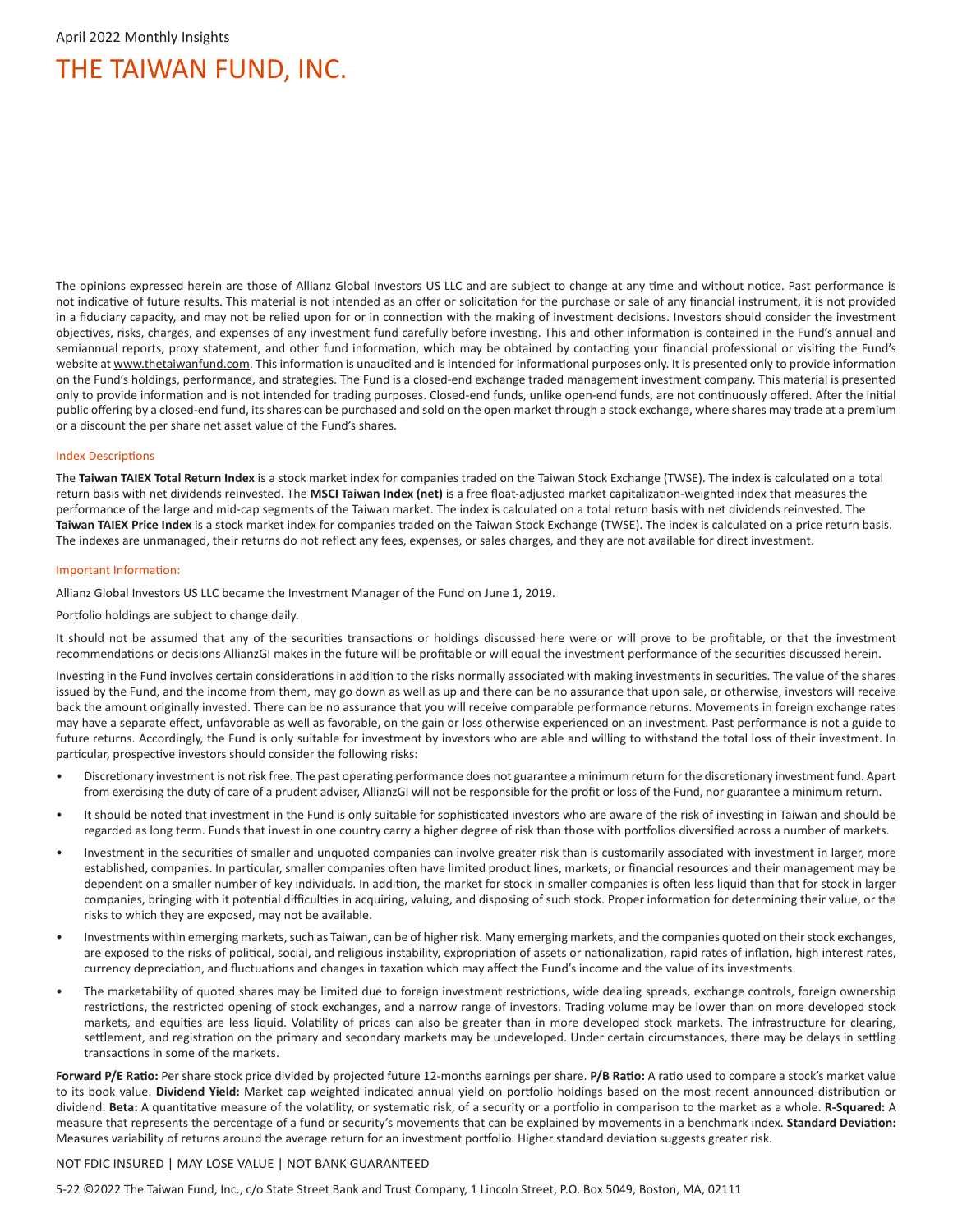April 2022 Monthly Insights

# THE TAIWAN FUND, INC.

The opinions expressed herein are those of Allianz Global Investors US LLC and are subject to change at any time and without notice. Past performance is not indicative of future results. This material is not intended as an offer or solicitation for the purchase or sale of any financial instrument, it is not provided in a fiduciary capacity, and may not be relied upon for or in connection with the making of investment decisions. Investors should consider the investment objectives, risks, charges, and expenses of any investment fund carefully before investing. This and other information is contained in the Fund's annual and semiannual reports, proxy statement, and other fund information, which may be obtained by contacting your financial professional or visiting the Fund's website at www.thetaiwanfund.com. This information is unaudited and is intended for informational purposes only. It is presented only to provide information on the Fund's holdings, performance, and strategies. The Fund is a closed-end exchange traded management investment company. This material is presented only to provide information and is not intended for trading purposes. Closed-end funds, unlike open-end funds, are not continuously offered. After the initial public offering by a closed-end fund, its shares can be purchased and sold on the open market through a stock exchange, where shares may trade at a premium or a discount the per share net asset value of the Fund's shares.

## Index Descriptions

The **Taiwan TAIEX Total Return Index** is a stock market index for companies traded on the Taiwan Stock Exchange (TWSE). The index is calculated on a total return basis with net dividends reinvested. The **MSCI Taiwan Index (net)** is a free float-adjusted market capitalization-weighted index that measures the performance of the large and mid-cap segments of the Taiwan market. The index is calculated on a total return basis with net dividends reinvested. The **Taiwan TAIEX Price Index** is a stock market index for companies traded on the Taiwan Stock Exchange (TWSE). The index is calculated on a price return basis. The indexes are unmanaged, their returns do not reflect any fees, expenses, or sales charges, and they are not available for direct investment.

## Important Information:

Allianz Global Investors US LLC became the Investment Manager of the Fund on June 1, 2019.

Portfolio holdings are subject to change daily.

It should not be assumed that any of the securities transactions or holdings discussed here were or will prove to be profitable, or that the investment recommendations or decisions AllianzGI makes in the future will be profitable or will equal the investment performance of the securities discussed herein.

Investing in the Fund involves certain considerations in addition to the risks normally associated with making investments in securities. The value of the shares issued by the Fund, and the income from them, may go down as well as up and there can be no assurance that upon sale, or otherwise, investors will receive back the amount originally invested. There can be no assurance that you will receive comparable performance returns. Movements in foreign exchange rates may have a separate effect, unfavorable as well as favorable, on the gain or loss otherwise experienced on an investment. Past performance is not a guide to future returns. Accordingly, the Fund is only suitable for investment by investors who are able and willing to withstand the total loss of their investment. In particular, prospective investors should consider the following risks:

- Discretionary investment is not risk free. The past operating performance does not guarantee a minimum return for the discretionary investment fund. Apart from exercising the duty of care of a prudent adviser, AllianzGI will not be responsible for the profit or loss of the Fund, nor guarantee a minimum return.
- It should be noted that investment in the Fund is only suitable for sophisticated investors who are aware of the risk of investing in Taiwan and should be regarded as long term. Funds that invest in one country carry a higher degree of risk than those with portfolios diversified across a number of markets.
- Investment in the securities of smaller and unquoted companies can involve greater risk than is customarily associated with investment in larger, more established, companies. In particular, smaller companies often have limited product lines, markets, or financial resources and their management may be dependent on a smaller number of key individuals. In addition, the market for stock in smaller companies is often less liquid than that for stock in larger companies, bringing with it potential difficulties in acquiring, valuing, and disposing of such stock. Proper information for determining their value, or the risks to which they are exposed, may not be available.
- Investments within emerging markets, such as Taiwan, can be of higher risk. Many emerging markets, and the companies quoted on their stock exchanges, are exposed to the risks of political, social, and religious instability, expropriation of assets or nationalization, rapid rates of inflation, high interest rates, currency depreciation, and fluctuations and changes in taxation which may affect the Fund's income and the value of its investments.
- The marketability of quoted shares may be limited due to foreign investment restrictions, wide dealing spreads, exchange controls, foreign ownership restrictions, the restricted opening of stock exchanges, and a narrow range of investors. Trading volume may be lower than on more developed stock markets, and equities are less liquid. Volatility of prices can also be greater than in more developed stock markets. The infrastructure for clearing, settlement, and registration on the primary and secondary markets may be undeveloped. Under certain circumstances, there may be delays in settling transactions in some of the markets.

**Forward P/E Ratio:** Per share stock price divided by projected future 12-months earnings per share. **P/B Ratio:** A ratio used to compare a stock's market value to its book value. **Dividend Yield:** Market cap weighted indicated annual yield on portfolio holdings based on the most recent announced distribution or dividend. **Beta:** A quantitative measure of the volatility, or systematic risk, of a security or a portfolio in comparison to the market as a whole. **R-Squared:** A measure that represents the percentage of a fund or security's movements that can be explained by movements in a benchmark index. **Standard Deviation:** Measures variability of returns around the average return for an investment portfolio. Higher standard deviation suggests greater risk.

NOT FDIC INSURED | MAY LOSE VALUE | NOT BANK GUARANTEED

5-22 ©2022 The Taiwan Fund, Inc., c/o State Street Bank and Trust Company, 1 Lincoln Street, P.O. Box 5049, Boston, MA, 02111